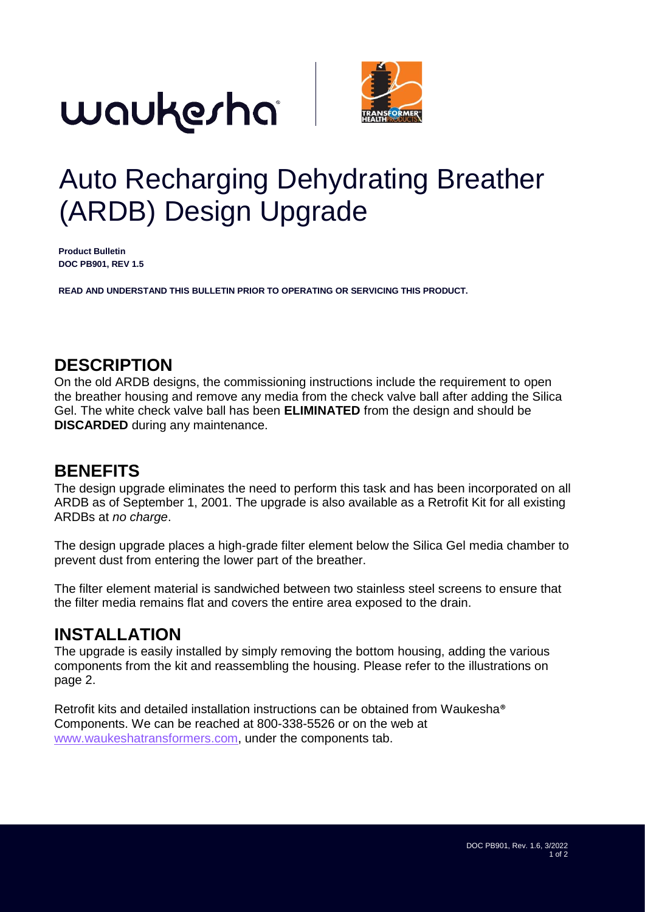# Auto Recharging Dehydrating Breather (ARDB) Design Upgrade

**Product Bulletin**
**DOC PB901, REV 1.5**

**READ AND UNDERSTAND THIS BULLETIN PRIOR TO OPERATING OR SERVICING THIS PRODUCT.**

## DESCRIPTION

On the old ARDB designs, the commissioning instructions include the requirement to open the breather housing and remove any media from the check valve ball after adding the Silica Gel. The white check valve ball has been **ELIMINATED** from the design and should be **DISCARDED** during any maintenance.

## BENEFITS

The design upgrade eliminates the need to perform this task and has been incorporated on all ARDB as of September 1, 2001. The upgrade is also available as a Retrofit Kit for all existing ARDBs at *no charge*.

The design upgrade places a high-grade filter element below the Silica Gel media chamber to prevent dust from entering the lower part of the breather.

The filter element material is sandwiched between two stainless steel screens to ensure that the filter media remains flat and covers the entire area exposed to the drain.

## INSTALLATION

The upgrade is easily installed by simply removing the bottom housing, adding the various components from the kit and reassembling the housing. Please refer to the illustrations on page 2.

Retrofit kits and detailed installation instructions can be obtained from Waukesha® Components. We can be reached at 800-338-5526 or on the web at www.waukeshatransformers.com, under the components tab.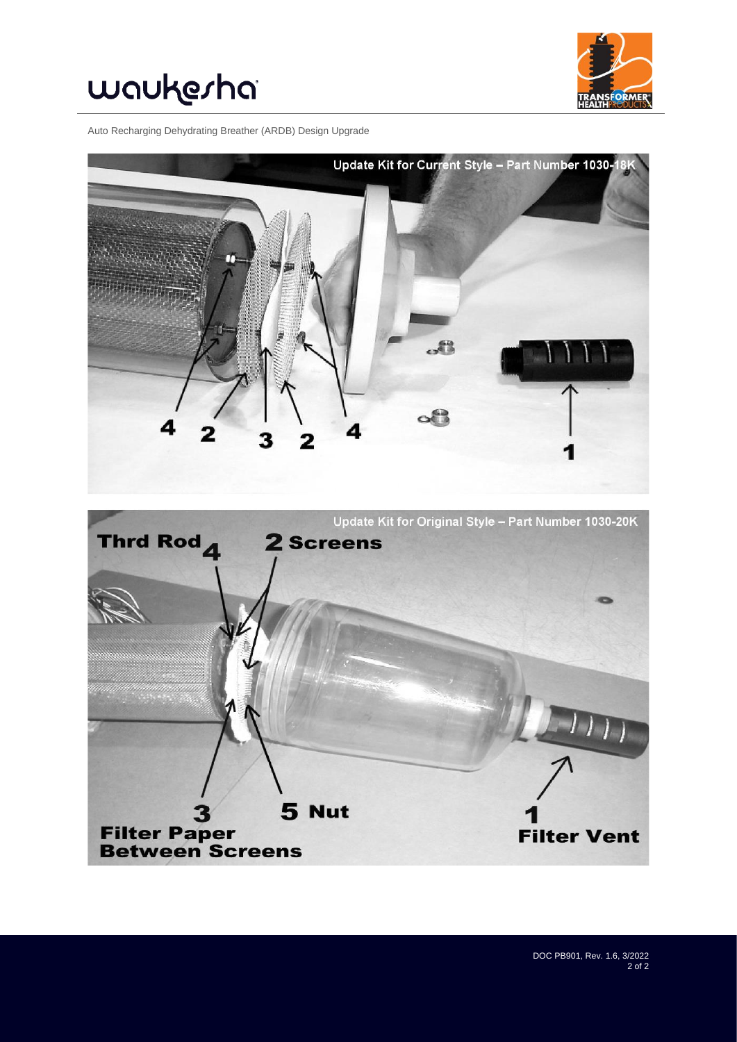Auto Recharging Dehydrating Breather (ARDB) Design Upgrade

Update Kit for Current Style – Part Number 1030-18K

4 2 3 2 4

1

Update Kit for Original Style – Part Number 1030-20K

Thrd Rod 4

2 Screens

3 Filter Paper Between Screens

5 Nut

1 Filter Vent